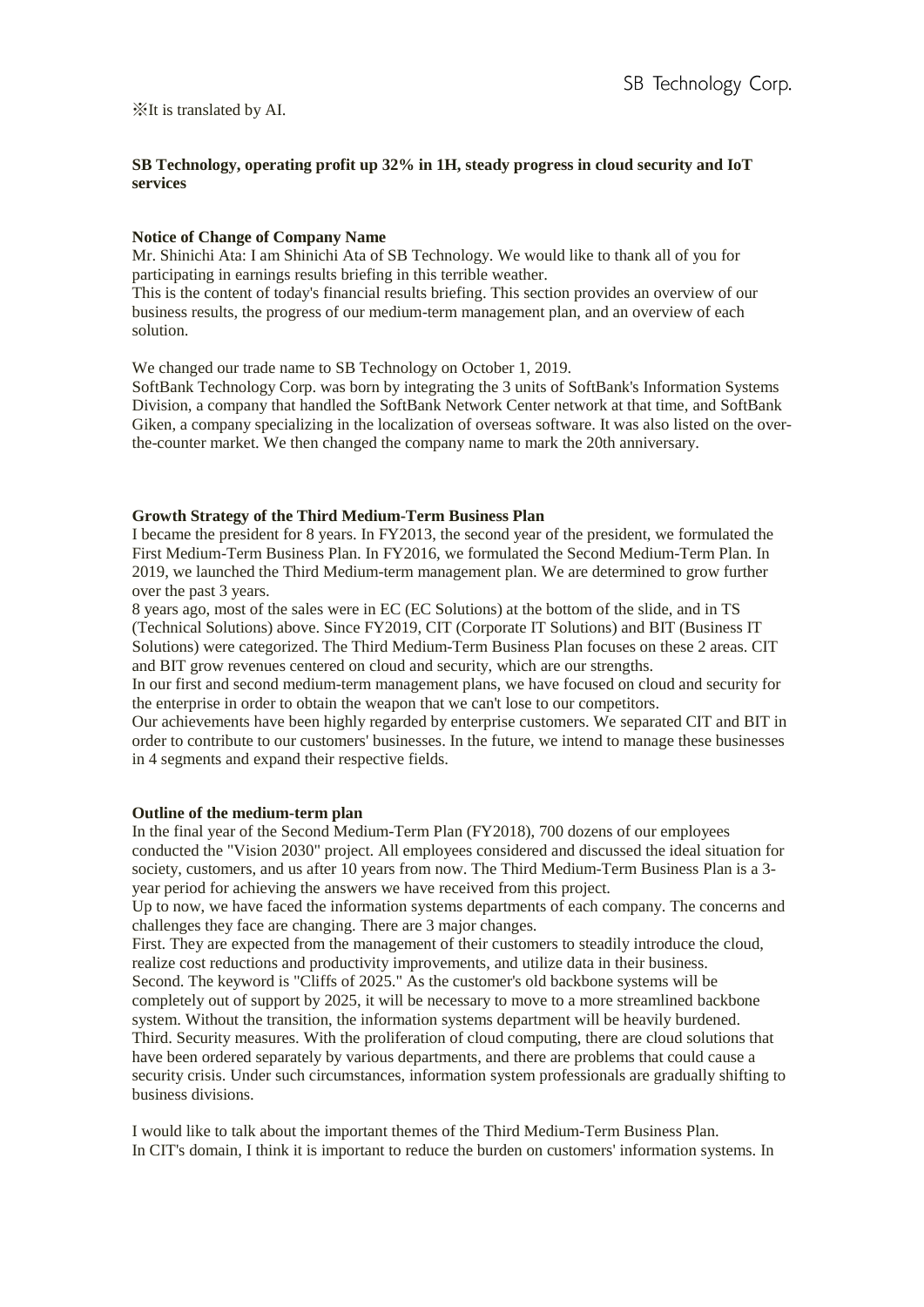※It is translated by AI.

**SB Technology, operating profit up 32% in 1H, steady progress in cloud security and IoT services**

**Notice of Change of Company Name**

Mr. Shinichi Ata: I am Shinichi Ata of SB Technology. We would like to thank all of you for participating in earnings results briefing in this terrible weather.
This is the content of today's financial results briefing. This section provides an overview of our business results, the progress of our medium-term management plan, and an overview of each solution.

We changed our trade name to SB Technology on October 1, 2019.
SoftBank Technology Corp. was born by integrating the 3 units of SoftBank's Information Systems Division, a company that handled the SoftBank Network Center network at that time, and SoftBank Giken, a company specializing in the localization of overseas software. It was also listed on the over-the-counter market. We then changed the company name to mark the 20th anniversary.

**Growth Strategy of the Third Medium-Term Business Plan**

I became the president for 8 years. In FY2013, the second year of the president, we formulated the First Medium-Term Business Plan. In FY2016, we formulated the Second Medium-Term Plan. In 2019, we launched the Third Medium-term management plan. We are determined to grow further over the past 3 years.
8 years ago, most of the sales were in EC (EC Solutions) at the bottom of the slide, and in TS (Technical Solutions) above. Since FY2019, CIT (Corporate IT Solutions) and BIT (Business IT Solutions) were categorized. The Third Medium-Term Business Plan focuses on these 2 areas. CIT and BIT grow revenues centered on cloud and security, which are our strengths.
In our first and second medium-term management plans, we have focused on cloud and security for the enterprise in order to obtain the weapon that we can't lose to our competitors.
Our achievements have been highly regarded by enterprise customers. We separated CIT and BIT in order to contribute to our customers' businesses. In the future, we intend to manage these businesses in 4 segments and expand their respective fields.

**Outline of the medium-term plan**

In the final year of the Second Medium-Term Plan (FY2018), 700 dozens of our employees conducted the "Vision 2030" project. All employees considered and discussed the ideal situation for society, customers, and us after 10 years from now. The Third Medium-Term Business Plan is a 3-year period for achieving the answers we have received from this project.
Up to now, we have faced the information systems departments of each company. The concerns and challenges they face are changing. There are 3 major changes.
First. They are expected from the management of their customers to steadily introduce the cloud, realize cost reductions and productivity improvements, and utilize data in their business.
Second. The keyword is "Cliffs of 2025." As the customer's old backbone systems will be completely out of support by 2025, it will be necessary to move to a more streamlined backbone system. Without the transition, the information systems department will be heavily burdened.
Third. Security measures. With the proliferation of cloud computing, there are cloud solutions that have been ordered separately by various departments, and there are problems that could cause a security crisis. Under such circumstances, information system professionals are gradually shifting to business divisions.

I would like to talk about the important themes of the Third Medium-Term Business Plan.
In CIT's domain, I think it is important to reduce the burden on customers' information systems. In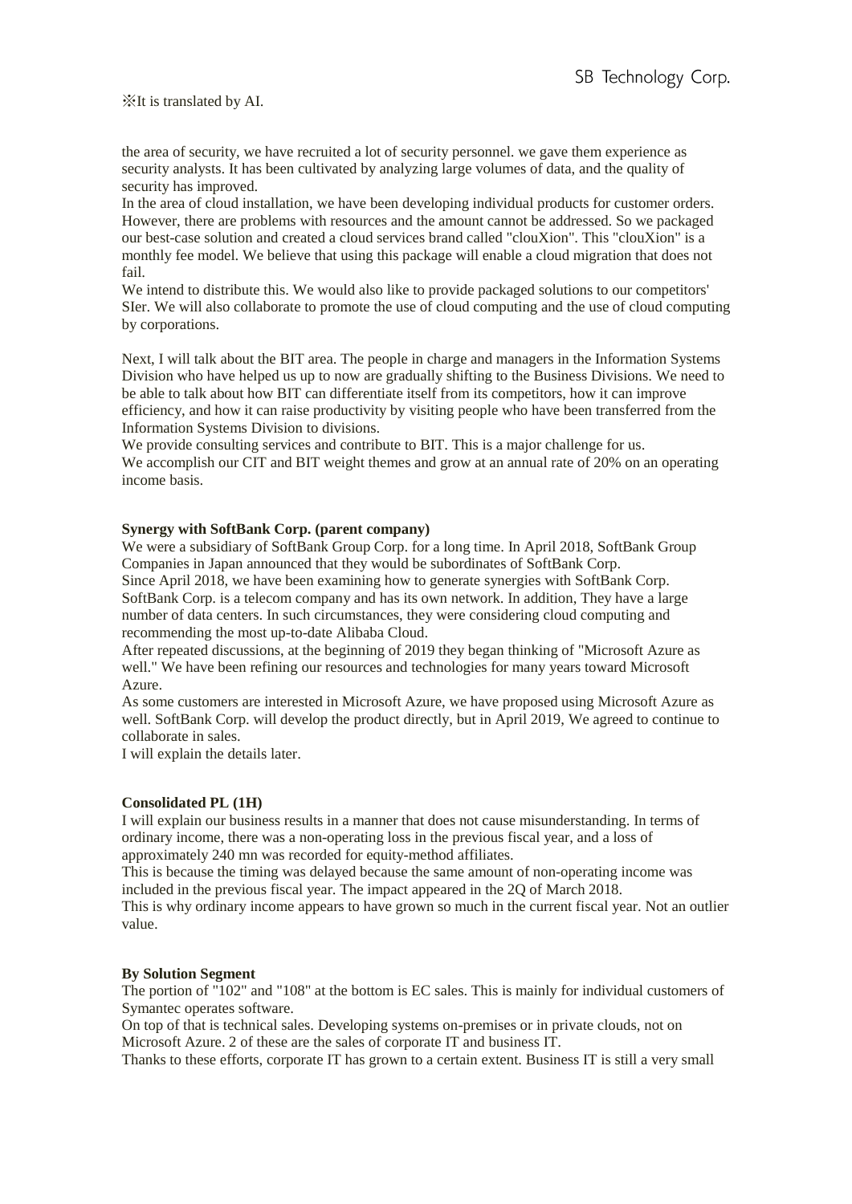※It is translated by AI.

the area of security, we have recruited a lot of security personnel. we gave them experience as security analysts. It has been cultivated by analyzing large volumes of data, and the quality of security has improved.
In the area of cloud installation, we have been developing individual products for customer orders. However, there are problems with resources and the amount cannot be addressed. So we packaged our best-case solution and created a cloud services brand called "clouXion". This "clouXion" is a monthly fee model. We believe that using this package will enable a cloud migration that does not fail.
We intend to distribute this. We would also like to provide packaged solutions to our competitors' SIer. We will also collaborate to promote the use of cloud computing and the use of cloud computing by corporations.

Next, I will talk about the BIT area. The people in charge and managers in the Information Systems Division who have helped us up to now are gradually shifting to the Business Divisions. We need to be able to talk about how BIT can differentiate itself from its competitors, how it can improve efficiency, and how it can raise productivity by visiting people who have been transferred from the Information Systems Division to divisions.
We provide consulting services and contribute to BIT. This is a major challenge for us.
We accomplish our CIT and BIT weight themes and grow at an annual rate of 20% on an operating income basis.

**Synergy with SoftBank Corp. (parent company)**

We were a subsidiary of SoftBank Group Corp. for a long time. In April 2018, SoftBank Group Companies in Japan announced that they would be subordinates of SoftBank Corp.
Since April 2018, we have been examining how to generate synergies with SoftBank Corp.
SoftBank Corp. is a telecom company and has its own network. In addition, They have a large number of data centers. In such circumstances, they were considering cloud computing and recommending the most up-to-date Alibaba Cloud.
After repeated discussions, at the beginning of 2019 they began thinking of "Microsoft Azure as well." We have been refining our resources and technologies for many years toward Microsoft Azure.
As some customers are interested in Microsoft Azure, we have proposed using Microsoft Azure as well. SoftBank Corp. will develop the product directly, but in April 2019, We agreed to continue to collaborate in sales.
I will explain the details later.

**Consolidated PL (1H)**

I will explain our business results in a manner that does not cause misunderstanding. In terms of ordinary income, there was a non-operating loss in the previous fiscal year, and a loss of approximately 240 mn was recorded for equity-method affiliates.
This is because the timing was delayed because the same amount of non-operating income was included in the previous fiscal year. The impact appeared in the 2Q of March 2018.
This is why ordinary income appears to have grown so much in the current fiscal year. Not an outlier value.

**By Solution Segment**

The portion of "102" and "108" at the bottom is EC sales. This is mainly for individual customers of Symantec operates software.
On top of that is technical sales. Developing systems on-premises or in private clouds, not on Microsoft Azure. 2 of these are the sales of corporate IT and business IT.
Thanks to these efforts, corporate IT has grown to a certain extent. Business IT is still a very small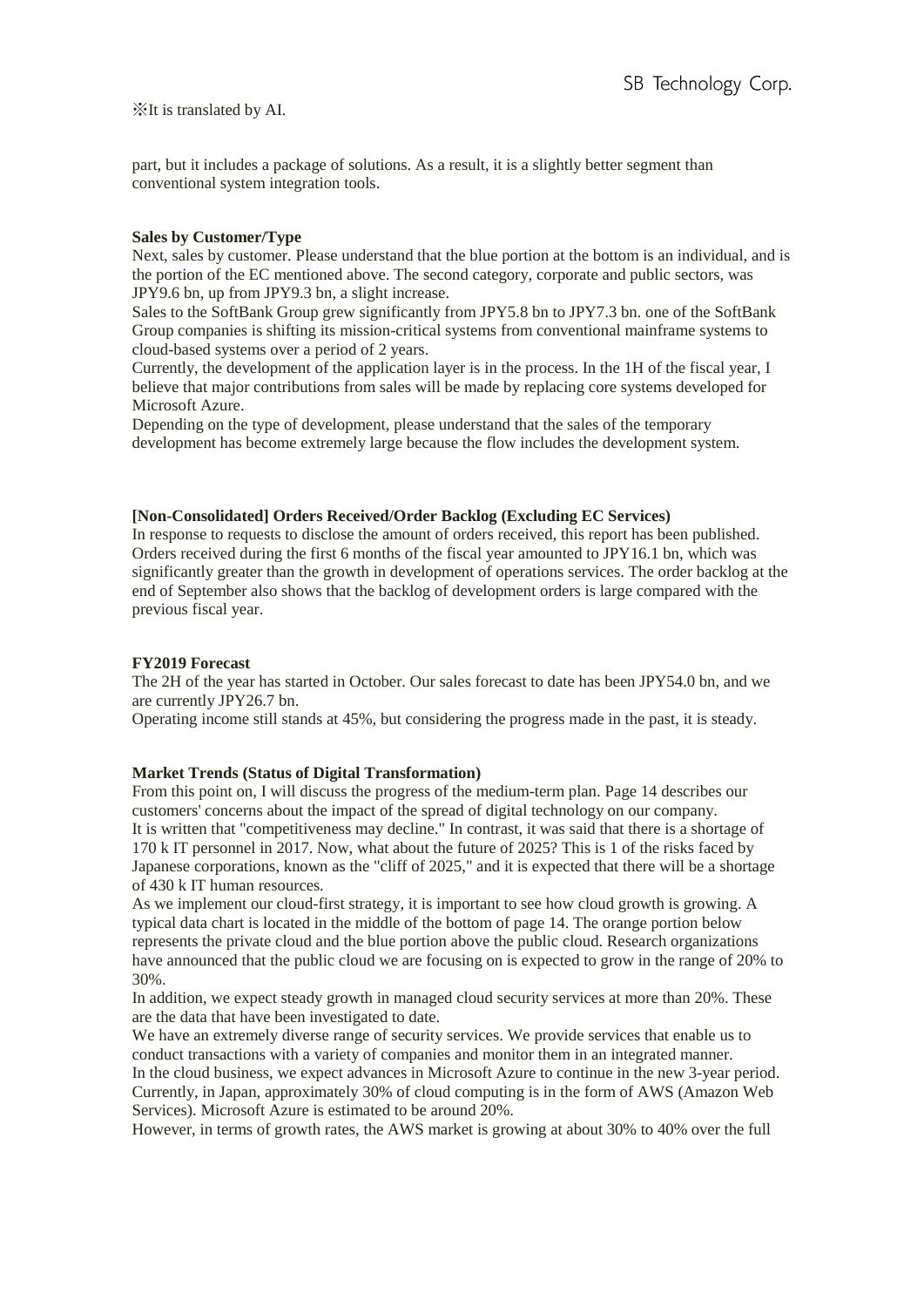※It is translated by AI.

part, but it includes a package of solutions. As a result, it is a slightly better segment than conventional system integration tools.

**Sales by Customer/Type**

Next, sales by customer. Please understand that the blue portion at the bottom is an individual, and is the portion of the EC mentioned above. The second category, corporate and public sectors, was JPY9.6 bn, up from JPY9.3 bn, a slight increase.

Sales to the SoftBank Group grew significantly from JPY5.8 bn to JPY7.3 bn. one of the SoftBank Group companies is shifting its mission-critical systems from conventional mainframe systems to cloud-based systems over a period of 2 years.

Currently, the development of the application layer is in the process. In the 1H of the fiscal year, I believe that major contributions from sales will be made by replacing core systems developed for Microsoft Azure.

Depending on the type of development, please understand that the sales of the temporary development has become extremely large because the flow includes the development system.

**[Non-Consolidated] Orders Received/Order Backlog (Excluding EC Services)**

In response to requests to disclose the amount of orders received, this report has been published. Orders received during the first 6 months of the fiscal year amounted to JPY16.1 bn, which was significantly greater than the growth in development of operations services. The order backlog at the end of September also shows that the backlog of development orders is large compared with the previous fiscal year.

**FY2019 Forecast**

The 2H of the year has started in October. Our sales forecast to date has been JPY54.0 bn, and we are currently JPY26.7 bn.

Operating income still stands at 45%, but considering the progress made in the past, it is steady.

**Market Trends (Status of Digital Transformation)**

From this point on, I will discuss the progress of the medium-term plan. Page 14 describes our customers' concerns about the impact of the spread of digital technology on our company.

It is written that "competitiveness may decline." In contrast, it was said that there is a shortage of 170 k IT personnel in 2017. Now, what about the future of 2025? This is 1 of the risks faced by Japanese corporations, known as the "cliff of 2025," and it is expected that there will be a shortage of 430 k IT human resources.

As we implement our cloud-first strategy, it is important to see how cloud growth is growing. A typical data chart is located in the middle of the bottom of page 14. The orange portion below represents the private cloud and the blue portion above the public cloud. Research organizations have announced that the public cloud we are focusing on is expected to grow in the range of 20% to 30%.

In addition, we expect steady growth in managed cloud security services at more than 20%. These are the data that have been investigated to date.

We have an extremely diverse range of security services. We provide services that enable us to conduct transactions with a variety of companies and monitor them in an integrated manner.

In the cloud business, we expect advances in Microsoft Azure to continue in the new 3-year period. Currently, in Japan, approximately 30% of cloud computing is in the form of AWS (Amazon Web Services). Microsoft Azure is estimated to be around 20%.

However, in terms of growth rates, the AWS market is growing at about 30% to 40% over the full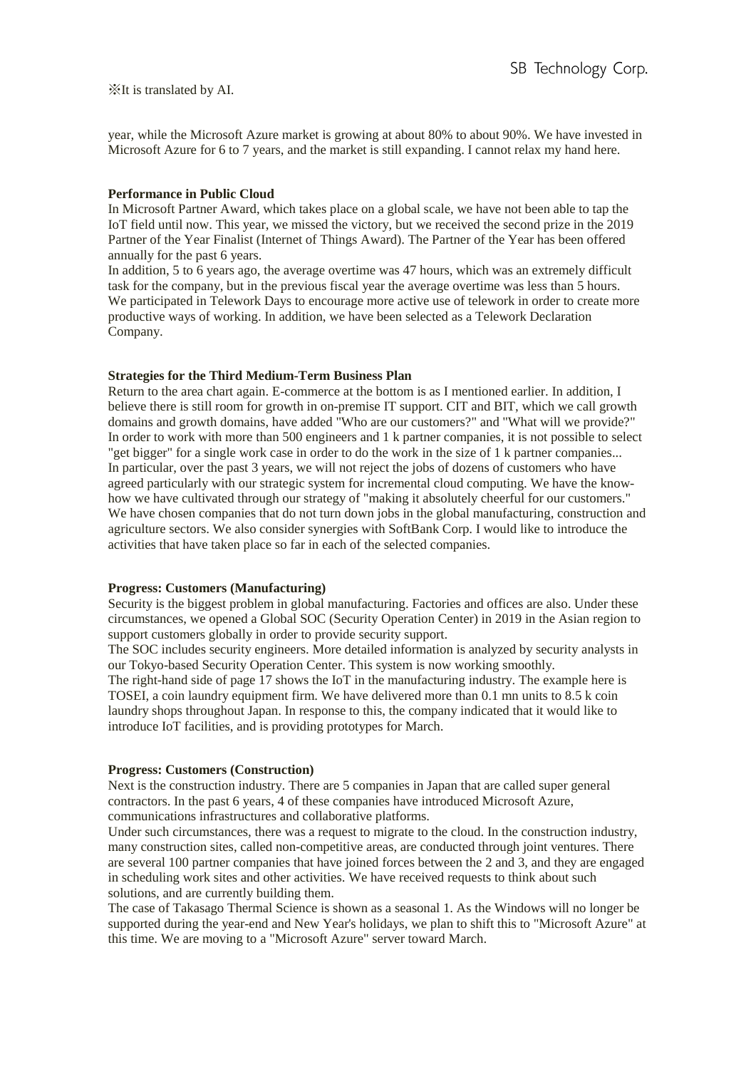※It is translated by AI.

year, while the Microsoft Azure market is growing at about 80% to about 90%. We have invested in Microsoft Azure for 6 to 7 years, and the market is still expanding. I cannot relax my hand here.

**Performance in Public Cloud**

In Microsoft Partner Award, which takes place on a global scale, we have not been able to tap the IoT field until now. This year, we missed the victory, but we received the second prize in the 2019 Partner of the Year Finalist (Internet of Things Award). The Partner of the Year has been offered annually for the past 6 years.

In addition, 5 to 6 years ago, the average overtime was 47 hours, which was an extremely difficult task for the company, but in the previous fiscal year the average overtime was less than 5 hours. We participated in Telework Days to encourage more active use of telework in order to create more productive ways of working. In addition, we have been selected as a Telework Declaration Company.

**Strategies for the Third Medium-Term Business Plan**

Return to the area chart again. E-commerce at the bottom is as I mentioned earlier. In addition, I believe there is still room for growth in on-premise IT support. CIT and BIT, which we call growth domains and growth domains, have added "Who are our customers?" and "What will we provide?" In order to work with more than 500 engineers and 1 k partner companies, it is not possible to select "get bigger" for a single work case in order to do the work in the size of 1 k partner companies... In particular, over the past 3 years, we will not reject the jobs of dozens of customers who have agreed particularly with our strategic system for incremental cloud computing. We have the know-how we have cultivated through our strategy of "making it absolutely cheerful for our customers." We have chosen companies that do not turn down jobs in the global manufacturing, construction and agriculture sectors. We also consider synergies with SoftBank Corp. I would like to introduce the activities that have taken place so far in each of the selected companies.

**Progress: Customers (Manufacturing)**

Security is the biggest problem in global manufacturing. Factories and offices are also. Under these circumstances, we opened a Global SOC (Security Operation Center) in 2019 in the Asian region to support customers globally in order to provide security support.

The SOC includes security engineers. More detailed information is analyzed by security analysts in our Tokyo-based Security Operation Center. This system is now working smoothly.

The right-hand side of page 17 shows the IoT in the manufacturing industry. The example here is TOSEI, a coin laundry equipment firm. We have delivered more than 0.1 mn units to 8.5 k coin laundry shops throughout Japan. In response to this, the company indicated that it would like to introduce IoT facilities, and is providing prototypes for March.

**Progress: Customers (Construction)**

Next is the construction industry. There are 5 companies in Japan that are called super general contractors. In the past 6 years, 4 of these companies have introduced Microsoft Azure, communications infrastructures and collaborative platforms.

Under such circumstances, there was a request to migrate to the cloud. In the construction industry, many construction sites, called non-competitive areas, are conducted through joint ventures. There are several 100 partner companies that have joined forces between the 2 and 3, and they are engaged in scheduling work sites and other activities. We have received requests to think about such solutions, and are currently building them.

The case of Takasago Thermal Science is shown as a seasonal 1. As the Windows will no longer be supported during the year-end and New Year's holidays, we plan to shift this to "Microsoft Azure" at this time. We are moving to a "Microsoft Azure" server toward March.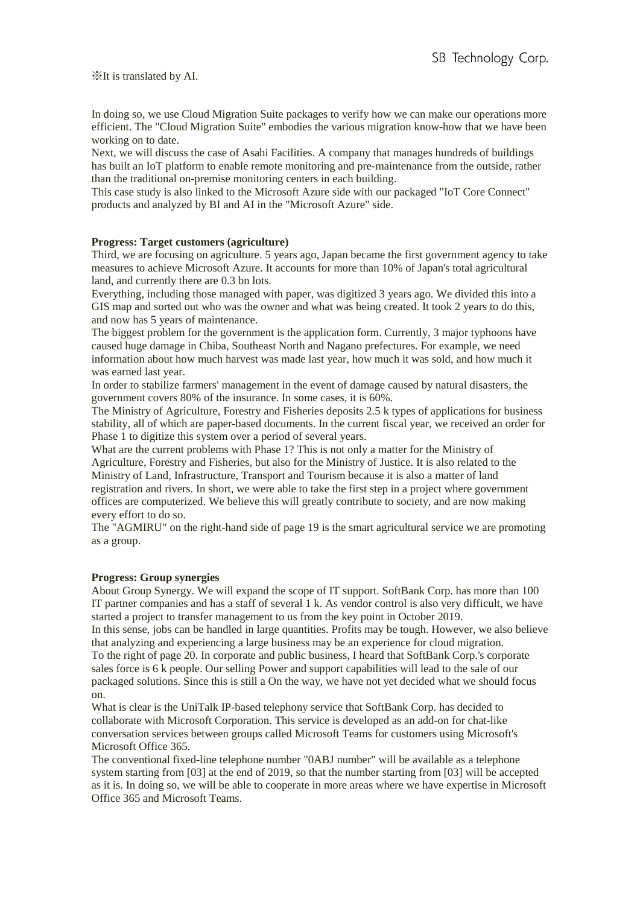※It is translated by AI.

In doing so, we use Cloud Migration Suite packages to verify how we can make our operations more efficient. The "Cloud Migration Suite" embodies the various migration know-how that we have been working on to date.

Next, we will discuss the case of Asahi Facilities. A company that manages hundreds of buildings has built an IoT platform to enable remote monitoring and pre-maintenance from the outside, rather than the traditional on-premise monitoring centers in each building.

This case study is also linked to the Microsoft Azure side with our packaged "IoT Core Connect" products and analyzed by BI and AI in the "Microsoft Azure" side.

**Progress: Target customers (agriculture)**

Third, we are focusing on agriculture. 5 years ago, Japan became the first government agency to take measures to achieve Microsoft Azure. It accounts for more than 10% of Japan's total agricultural land, and currently there are 0.3 bn lots.

Everything, including those managed with paper, was digitized 3 years ago. We divided this into a GIS map and sorted out who was the owner and what was being created. It took 2 years to do this, and now has 5 years of maintenance.

The biggest problem for the government is the application form. Currently, 3 major typhoons have caused huge damage in Chiba, Southeast North and Nagano prefectures. For example, we need information about how much harvest was made last year, how much it was sold, and how much it was earned last year.

In order to stabilize farmers' management in the event of damage caused by natural disasters, the government covers 80% of the insurance. In some cases, it is 60%.

The Ministry of Agriculture, Forestry and Fisheries deposits 2.5 k types of applications for business stability, all of which are paper-based documents. In the current fiscal year, we received an order for Phase 1 to digitize this system over a period of several years.

What are the current problems with Phase 1? This is not only a matter for the Ministry of Agriculture, Forestry and Fisheries, but also for the Ministry of Justice. It is also related to the Ministry of Land, Infrastructure, Transport and Tourism because it is also a matter of land registration and rivers. In short, we were able to take the first step in a project where government offices are computerized. We believe this will greatly contribute to society, and are now making every effort to do so.

The "AGMIRU" on the right-hand side of page 19 is the smart agricultural service we are promoting as a group.

**Progress: Group synergies**

About Group Synergy. We will expand the scope of IT support. SoftBank Corp. has more than 100 IT partner companies and has a staff of several 1 k. As vendor control is also very difficult, we have started a project to transfer management to us from the key point in October 2019.

In this sense, jobs can be handled in large quantities. Profits may be tough. However, we also believe that analyzing and experiencing a large business may be an experience for cloud migration.

To the right of page 20. In corporate and public business, I heard that SoftBank Corp.'s corporate sales force is 6 k people. Our selling Power and support capabilities will lead to the sale of our packaged solutions. Since this is still a On the way, we have not yet decided what we should focus on.

What is clear is the UniTalk IP-based telephony service that SoftBank Corp. has decided to collaborate with Microsoft Corporation. This service is developed as an add-on for chat-like conversation services between groups called Microsoft Teams for customers using Microsoft's Microsoft Office 365.

The conventional fixed-line telephone number "0ABJ number" will be available as a telephone system starting from [03] at the end of 2019, so that the number starting from [03] will be accepted as it is. In doing so, we will be able to cooperate in more areas where we have expertise in Microsoft Office 365 and Microsoft Teams.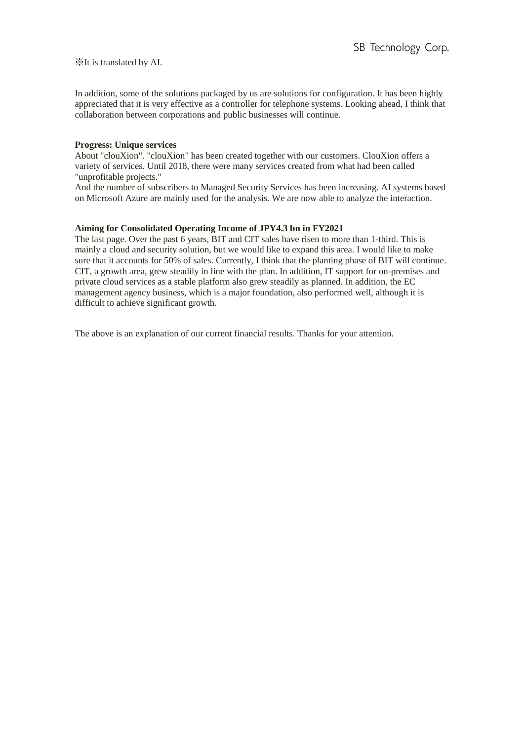※It is translated by AI.

In addition, some of the solutions packaged by us are solutions for configuration. It has been highly appreciated that it is very effective as a controller for telephone systems. Looking ahead, I think that collaboration between corporations and public businesses will continue.

**Progress: Unique services**

About "clouXion". "clouXion" has been created together with our customers. ClouXion offers a variety of services. Until 2018, there were many services created from what had been called "unprofitable projects."

And the number of subscribers to Managed Security Services has been increasing. AI systems based on Microsoft Azure are mainly used for the analysis. We are now able to analyze the interaction.

**Aiming for Consolidated Operating Income of JPY4.3 bn in FY2021**

The last page. Over the past 6 years, BIT and CIT sales have risen to more than 1-third. This is mainly a cloud and security solution, but we would like to expand this area. I would like to make sure that it accounts for 50% of sales. Currently, I think that the planting phase of BIT will continue. CIT, a growth area, grew steadily in line with the plan. In addition, IT support for on-premises and private cloud services as a stable platform also grew steadily as planned. In addition, the EC management agency business, which is a major foundation, also performed well, although it is difficult to achieve significant growth.

The above is an explanation of our current financial results. Thanks for your attention.